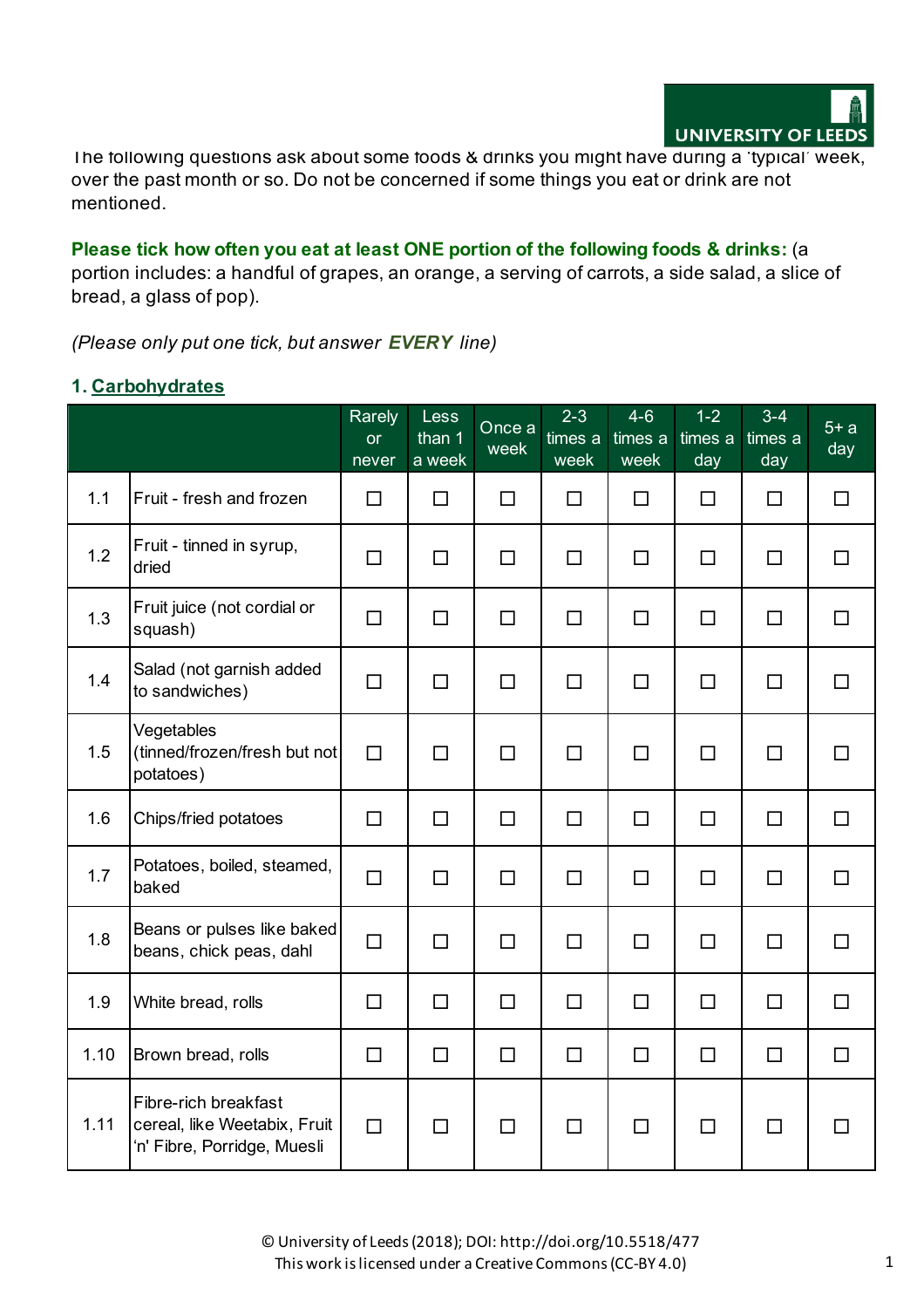The following questions ask about some foods & drinks you might have during a 'typical' week, over the past month or so. Do not be concerned if some things you eat or drink are not mentioned.

**Please tick how often you eat at least ONE portion of the following foods & drinks:** (a portion includes: a handful of grapes, an orange, a serving of carrots, a side salad, a slice of bread, a glass of pop).

*(Please only put one tick, but answer **EVERY** line)*

## 1. Carbohydrates

| | | Rarely or never | Less than 1 a week | Once a week | 2-3 times a week | 4-6 times a week | 1-2 times a day | 3-4 times a day | 5+ a day |
|---|---|---|---|---|---|---|---|---|---|
| 1.1 | Fruit - fresh and frozen | ☐ | ☐ | ☐ | ☐ | ☐ | ☐ | ☐ | ☐ |
| 1.2 | Fruit - tinned in syrup, dried | ☐ | ☐ | ☐ | ☐ | ☐ | ☐ | ☐ | ☐ |
| 1.3 | Fruit juice (not cordial or squash) | ☐ | ☐ | ☐ | ☐ | ☐ | ☐ | ☐ | ☐ |
| 1.4 | Salad (not garnish added to sandwiches) | ☐ | ☐ | ☐ | ☐ | ☐ | ☐ | ☐ | ☐ |
| 1.5 | Vegetables (tinned/frozen/fresh but not potatoes) | ☐ | ☐ | ☐ | ☐ | ☐ | ☐ | ☐ | ☐ |
| 1.6 | Chips/fried potatoes | ☐ | ☐ | ☐ | ☐ | ☐ | ☐ | ☐ | ☐ |
| 1.7 | Potatoes, boiled, steamed, baked | ☐ | ☐ | ☐ | ☐ | ☐ | ☐ | ☐ | ☐ |
| 1.8 | Beans or pulses like baked beans, chick peas, dahl | ☐ | ☐ | ☐ | ☐ | ☐ | ☐ | ☐ | ☐ |
| 1.9 | White bread, rolls | ☐ | ☐ | ☐ | ☐ | ☐ | ☐ | ☐ | ☐ |
| 1.10 | Brown bread, rolls | ☐ | ☐ | ☐ | ☐ | ☐ | ☐ | ☐ | ☐ |
| 1.11 | Fibre-rich breakfast cereal, like Weetabix, Fruit 'n' Fibre, Porridge, Muesli | ☐ | ☐ | ☐ | ☐ | ☐ | ☐ | ☐ | ☐ |

© University of Leeds (2018); DOI: http://doi.org/10.5518/477
This work is licensed under a Creative Commons (CC-BY 4.0)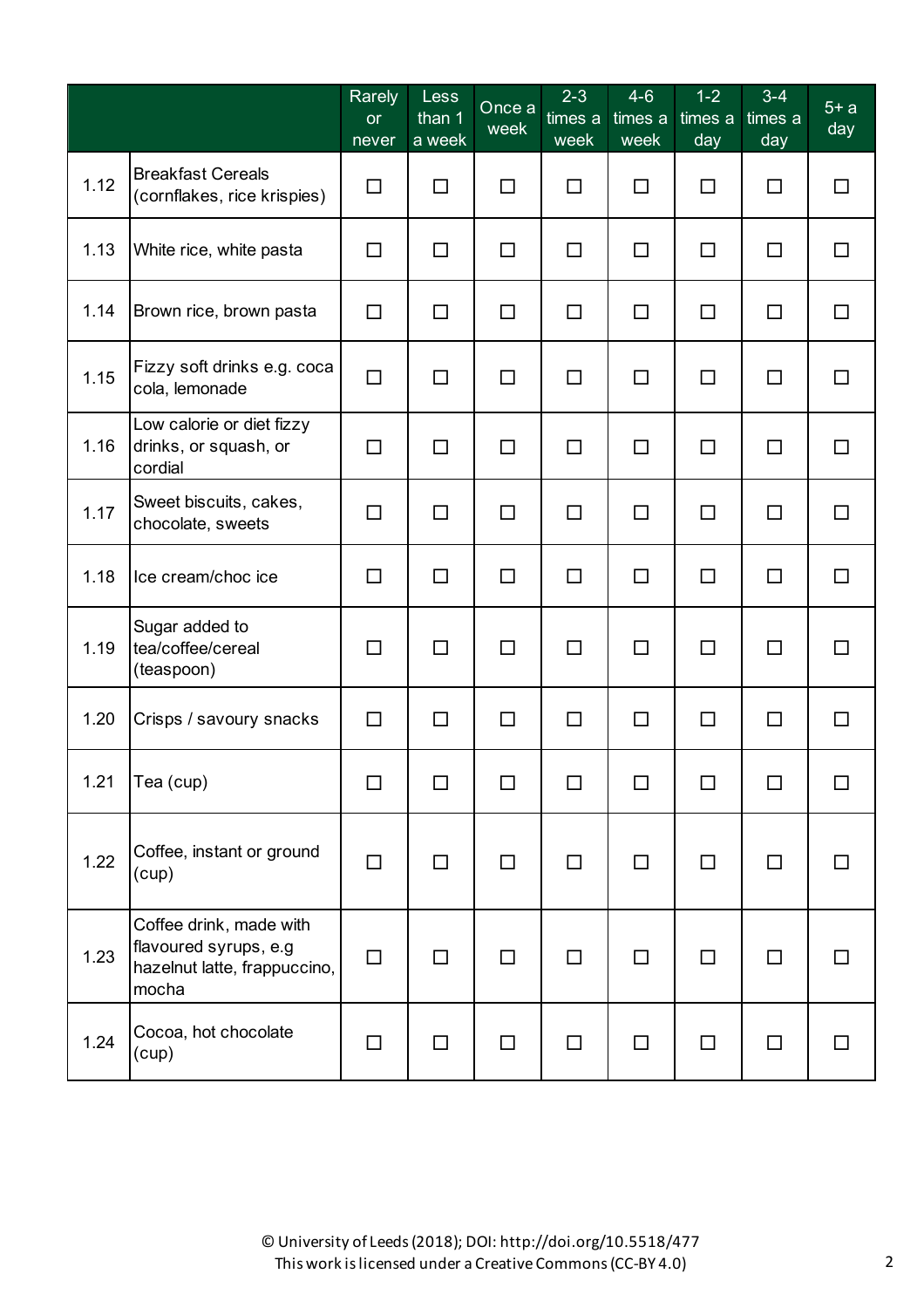| | | Rarely or never | Less than 1 a week | Once a week | 2-3 times a week | 4-6 times a week | 1-2 times a day | 3-4 times a day | 5+ a day |
|---|---|---|---|---|---|---|---|---|---|
| 1.12 | Breakfast Cereals (cornflakes, rice krispies) | ☐ | ☐ | ☐ | ☐ | ☐ | ☐ | ☐ | ☐ |
| 1.13 | White rice, white pasta | ☐ | ☐ | ☐ | ☐ | ☐ | ☐ | ☐ | ☐ |
| 1.14 | Brown rice, brown pasta | ☐ | ☐ | ☐ | ☐ | ☐ | ☐ | ☐ | ☐ |
| 1.15 | Fizzy soft drinks e.g. coca cola, lemonade | ☐ | ☐ | ☐ | ☐ | ☐ | ☐ | ☐ | ☐ |
| 1.16 | Low calorie or diet fizzy drinks, or squash, or cordial | ☐ | ☐ | ☐ | ☐ | ☐ | ☐ | ☐ | ☐ |
| 1.17 | Sweet biscuits, cakes, chocolate, sweets | ☐ | ☐ | ☐ | ☐ | ☐ | ☐ | ☐ | ☐ |
| 1.18 | Ice cream/choc ice | ☐ | ☐ | ☐ | ☐ | ☐ | ☐ | ☐ | ☐ |
| 1.19 | Sugar added to tea/coffee/cereal (teaspoon) | ☐ | ☐ | ☐ | ☐ | ☐ | ☐ | ☐ | ☐ |
| 1.20 | Crisps / savoury snacks | ☐ | ☐ | ☐ | ☐ | ☐ | ☐ | ☐ | ☐ |
| 1.21 | Tea (cup) | ☐ | ☐ | ☐ | ☐ | ☐ | ☐ | ☐ | ☐ |
| 1.22 | Coffee, instant or ground (cup) | ☐ | ☐ | ☐ | ☐ | ☐ | ☐ | ☐ | ☐ |
| 1.23 | Coffee drink, made with flavoured syrups, e.g hazelnut latte, frappuccino, mocha | ☐ | ☐ | ☐ | ☐ | ☐ | ☐ | ☐ | ☐ |
| 1.24 | Cocoa, hot chocolate (cup) | ☐ | ☐ | ☐ | ☐ | ☐ | ☐ | ☐ | ☐ |

© University of Leeds (2018); DOI: http://doi.org/10.5518/477
This work is licensed under a Creative Commons (CC-BY 4.0)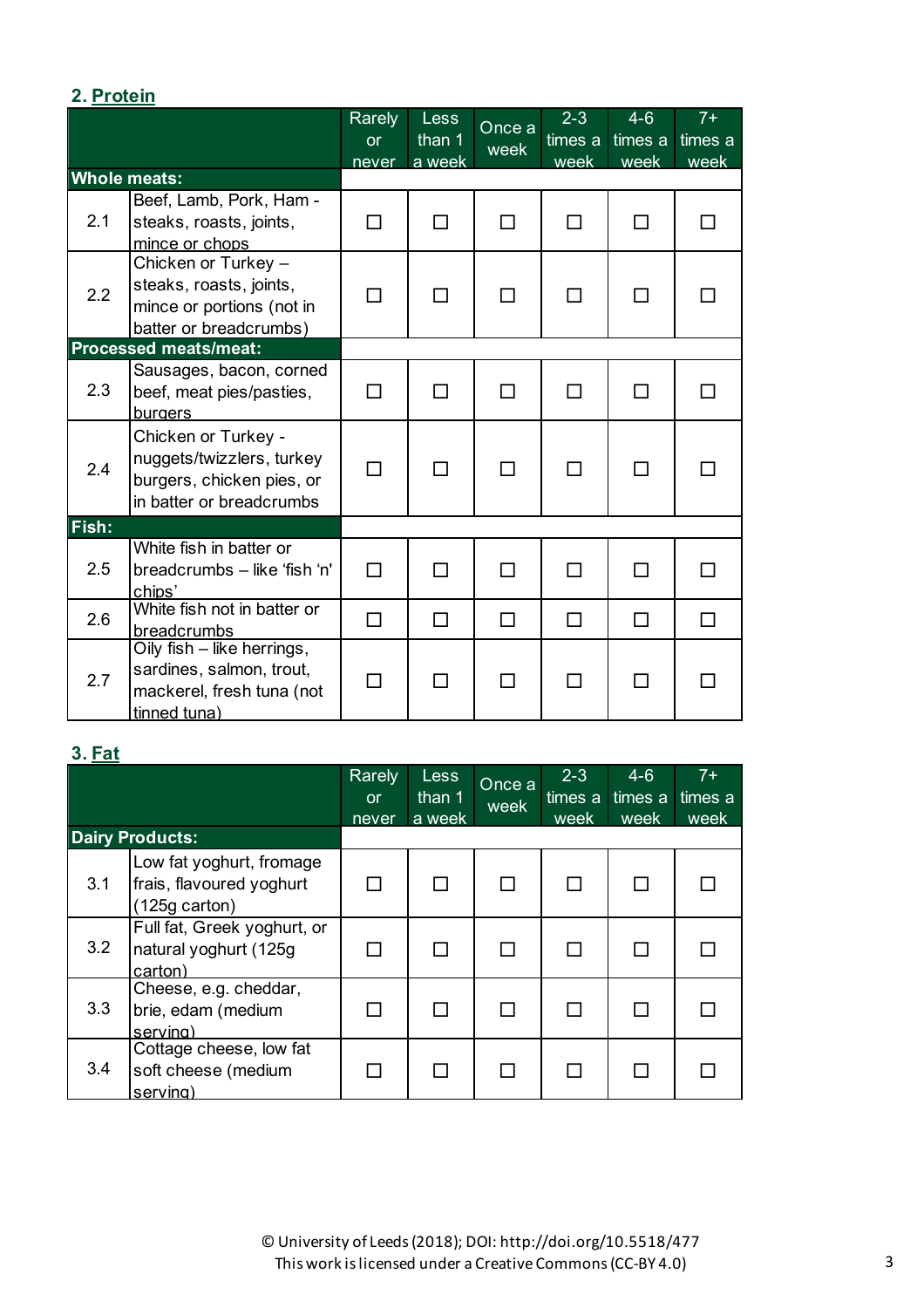## 2. Protein

| | | Rarely or never | Less than 1 a week | Once a week | 2-3 times a week | 4-6 times a week | 7+ times a week |
|---|---|---|---|---|---|---|---|
| **Whole meats:** | | | | | | | |
| 2.1 | Beef, Lamb, Pork, Ham - steaks, roasts, joints, mince or chops | ☐ | ☐ | ☐ | ☐ | ☐ | ☐ |
| 2.2 | Chicken or Turkey – steaks, roasts, joints, mince or portions (not in batter or breadcrumbs) | ☐ | ☐ | ☐ | ☐ | ☐ | ☐ |
| **Processed meats/meat:** | | | | | | | |
| 2.3 | Sausages, bacon, corned beef, meat pies/pasties, burgers | ☐ | ☐ | ☐ | ☐ | ☐ | ☐ |
| 2.4 | Chicken or Turkey - nuggets/twizzlers, turkey burgers, chicken pies, or in batter or breadcrumbs | ☐ | ☐ | ☐ | ☐ | ☐ | ☐ |
| **Fish:** | | | | | | | |
| 2.5 | White fish in batter or breadcrumbs – like 'fish 'n' chips' | ☐ | ☐ | ☐ | ☐ | ☐ | ☐ |
| 2.6 | White fish not in batter or breadcrumbs | ☐ | ☐ | ☐ | ☐ | ☐ | ☐ |
| 2.7 | Oily fish – like herrings, sardines, salmon, trout, mackerel, fresh tuna (not tinned tuna) | ☐ | ☐ | ☐ | ☐ | ☐ | ☐ |

## 3. Fat

| | | Rarely or never | Less than 1 a week | Once a week | 2-3 times a week | 4-6 times a week | 7+ times a week |
|---|---|---|---|---|---|---|---|
| **Dairy Products:** | | | | | | | |
| 3.1 | Low fat yoghurt, fromage frais, flavoured yoghurt (125g carton) | ☐ | ☐ | ☐ | ☐ | ☐ | ☐ |
| 3.2 | Full fat, Greek yoghurt, or natural yoghurt (125g carton) | ☐ | ☐ | ☐ | ☐ | ☐ | ☐ |
| 3.3 | Cheese, e.g. cheddar, brie, edam (medium serving) | ☐ | ☐ | ☐ | ☐ | ☐ | ☐ |
| 3.4 | Cottage cheese, low fat soft cheese (medium serving) | ☐ | ☐ | ☐ | ☐ | ☐ | ☐ |

© University of Leeds (2018); DOI: http://doi.org/10.5518/477
This work is licensed under a Creative Commons (CC-BY 4.0)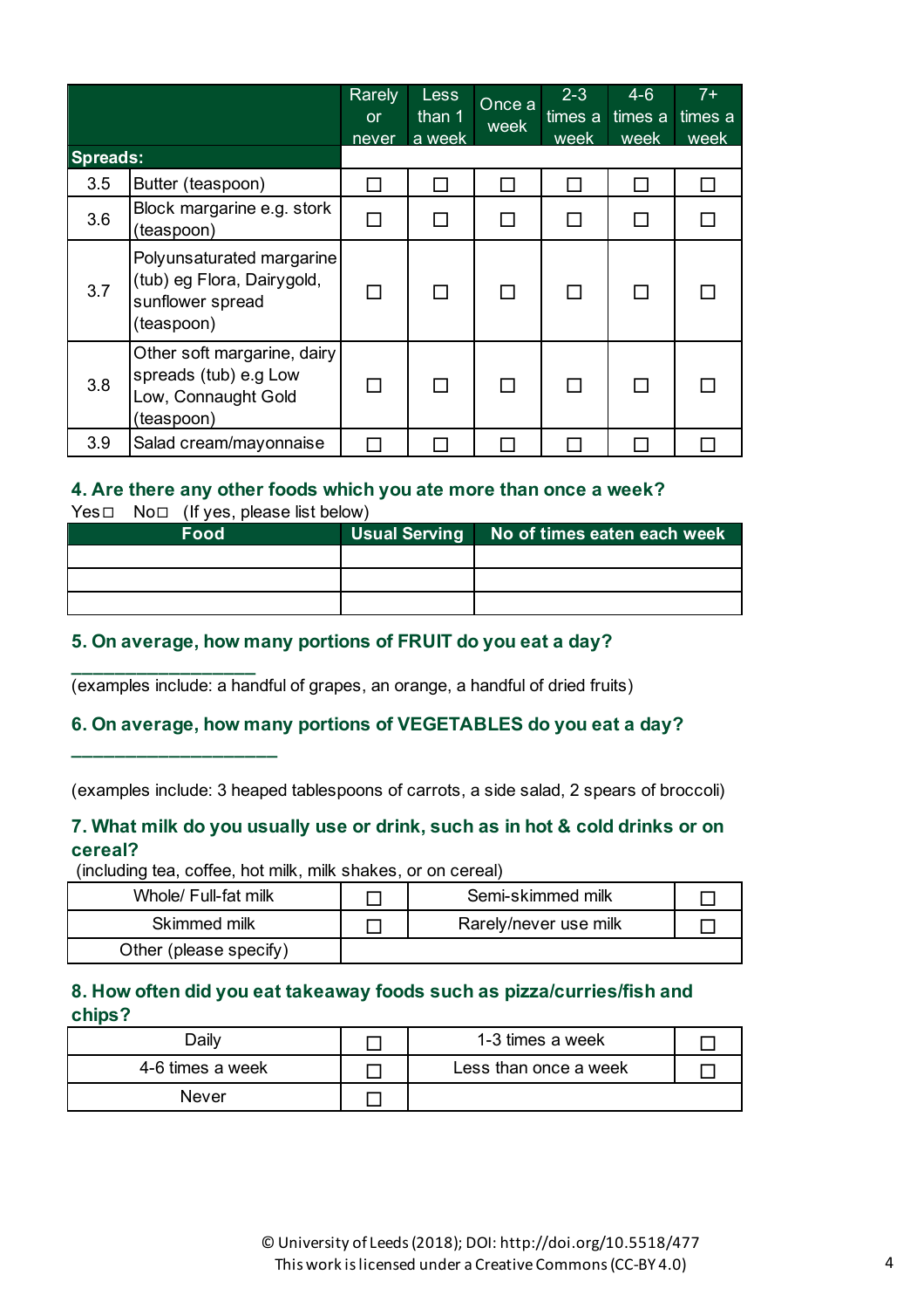| | | Rarely or never | Less than 1 a week | Once a week | 2-3 times a week | 4-6 times a week | 7+ times a week |
|---|---|---|---|---|---|---|---|
| **Spreads:** | | | | | | | |
| 3.5 | Butter (teaspoon) | ☐ | ☐ | ☐ | ☐ | ☐ | ☐ |
| 3.6 | Block margarine e.g. stork (teaspoon) | ☐ | ☐ | ☐ | ☐ | ☐ | ☐ |
| 3.7 | Polyunsaturated margarine (tub) eg Flora, Dairygold, sunflower spread (teaspoon) | ☐ | ☐ | ☐ | ☐ | ☐ | ☐ |
| 3.8 | Other soft margarine, dairy spreads (tub) e.g Low Low, Connaught Gold (teaspoon) | ☐ | ☐ | ☐ | ☐ | ☐ | ☐ |
| 3.9 | Salad cream/mayonnaise | ☐ | ☐ | ☐ | ☐ | ☐ | ☐ |

### 4. Are there any other foods which you ate more than once a week?

Yes☐ No☐ (If yes, please list below)

| Food | Usual Serving | No of times eaten each week |
|---|---|---|
| | | |
| | | |
| | | |

### 5. On average, how many portions of FRUIT do you eat a day?

___________________

(examples include: a handful of grapes, an orange, a handful of dried fruits)

### 6. On average, how many portions of VEGETABLES do you eat a day?

______________________

(examples include: 3 heaped tablespoons of carrots, a side salad, 2 spears of broccoli)

### 7. What milk do you usually use or drink, such as in hot & cold drinks or on cereal?

(including tea, coffee, hot milk, milk shakes, or on cereal)

| | | | |
|---|---|---|---|
| Whole/ Full-fat milk | ☐ | Semi-skimmed milk | ☐ |
| Skimmed milk | ☐ | Rarely/never use milk | ☐ |
| Other (please specify) | | | |

### 8. How often did you eat takeaway foods such as pizza/curries/fish and chips?

| | | | |
|---|---|---|---|
| Daily | ☐ | 1-3 times a week | ☐ |
| 4-6 times a week | ☐ | Less than once a week | ☐ |
| Never | ☐ | | |

© University of Leeds (2018); DOI: http://doi.org/10.5518/477
This work is licensed under a Creative Commons (CC-BY 4.0)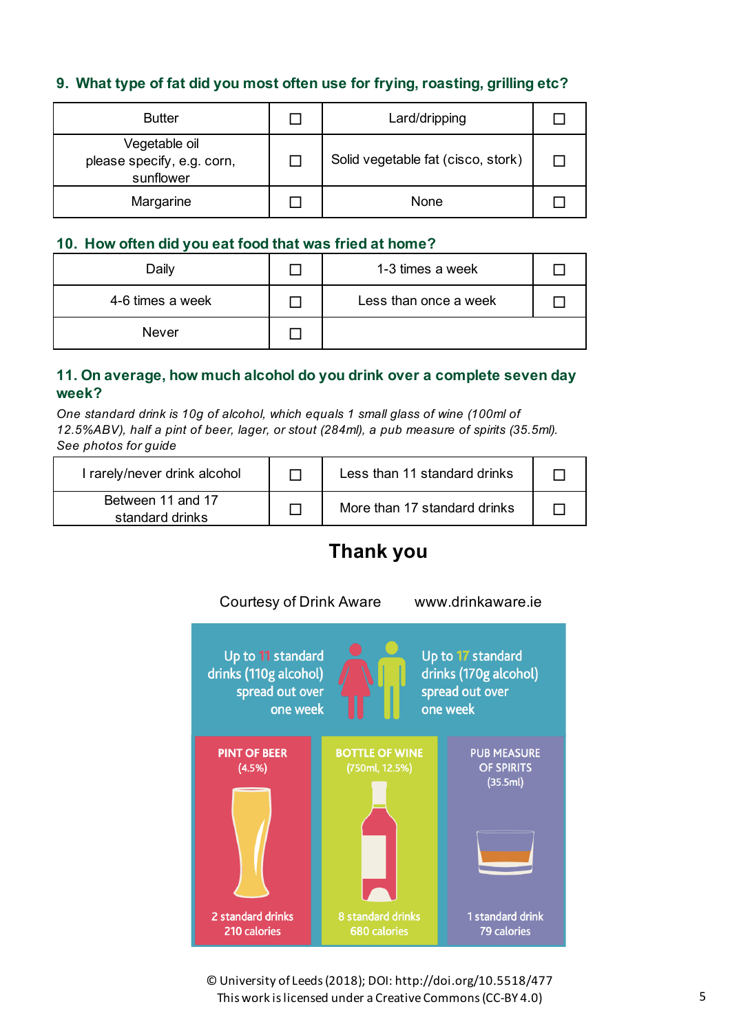### 9. What type of fat did you most often use for frying, roasting, grilling etc?

| | | | |
|---|---|---|---|
| Butter | ☐ | Lard/dripping | ☐ |
| Vegetable oil please specify, e.g. corn, sunflower | ☐ | Solid vegetable fat (cisco, stork) | ☐ |
| Margarine | ☐ | None | ☐ |

### 10. How often did you eat food that was fried at home?

| | | | |
|---|---|---|---|
| Daily | ☐ | 1-3 times a week | ☐ |
| 4-6 times a week | ☐ | Less than once a week | ☐ |
| Never | ☐ | | |

### 11. On average, how much alcohol do you drink over a complete seven day week?

*One standard drink is 10g of alcohol, which equals 1 small glass of wine (100ml of 12.5%ABV), half a pint of beer, lager, or stout (284ml), a pub measure of spirits (35.5ml). See photos for guide*

| | | | |
|---|---|---|---|
| I rarely/never drink alcohol | ☐ | Less than 11 standard drinks | ☐ |
| Between 11 and 17 standard drinks | ☐ | More than 17 standard drinks | ☐ |

## Thank you

Courtesy of Drink Aware www.drinkaware.ie

Up to 11 standard drinks (110g alcohol) spread out over one week

Up to 17 standard drinks (170g alcohol) spread out over one week

PINT OF BEER (4.5%)
2 standard drinks
210 calories

BOTTLE OF WINE (750ml, 12.5%)
8 standard drinks
680 calories

PUB MEASURE OF SPIRITS (35.5ml)
1 standard drink
79 calories

© University of Leeds (2018); DOI: http://doi.org/10.5518/477
This work is licensed under a Creative Commons (CC-BY 4.0)